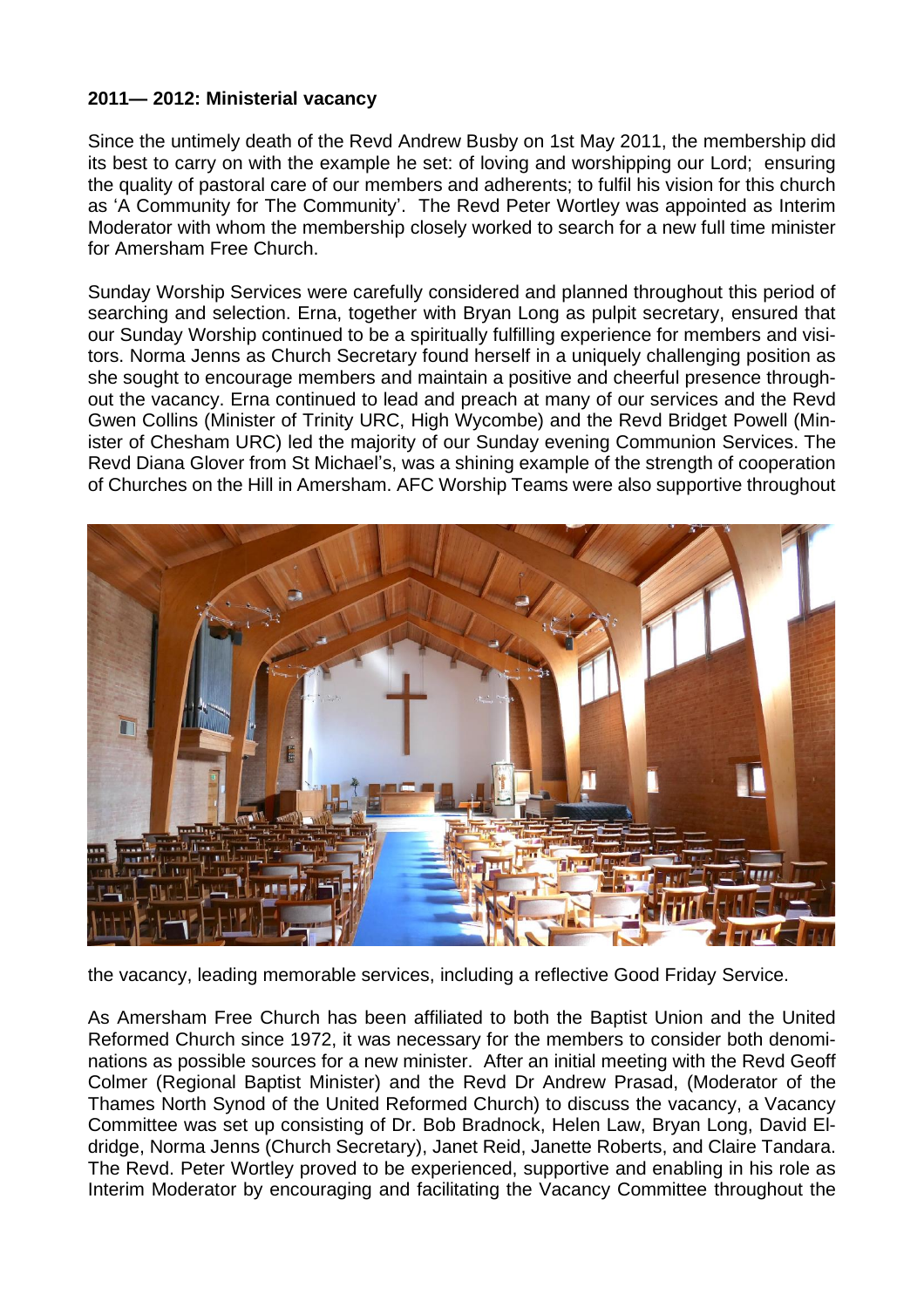**2011— 2012: Ministerial vacancy**

Since the untimely death of the Revd Andrew Busby on 1st May 2011, the membership did its best to carry on with the example he set: of loving and worshipping our Lord; ensuring the quality of pastoral care of our members and adherents; to fulfil his vision for this church as 'A Community for The Community'. The Revd Peter Wortley was appointed as Interim Moderator with whom the membership closely worked to search for a new full time minister for Amersham Free Church.

Sunday Worship Services were carefully considered and planned throughout this period of searching and selection. Erna, together with Bryan Long as pulpit secretary, ensured that our Sunday Worship continued to be a spiritually fulfilling experience for members and visitors. Norma Jenns as Church Secretary found herself in a uniquely challenging position as she sought to encourage members and maintain a positive and cheerful presence throughout the vacancy. Erna continued to lead and preach at many of our services and the Revd Gwen Collins (Minister of Trinity URC, High Wycombe) and the Revd Bridget Powell (Minister of Chesham URC) led the majority of our Sunday evening Communion Services. The Revd Diana Glover from St Michael's, was a shining example of the strength of cooperation of Churches on the Hill in Amersham. AFC Worship Teams were also supportive throughout the vacancy, leading memorable services, including a reflective Good Friday Service.

As Amersham Free Church has been affiliated to both the Baptist Union and the United Reformed Church since 1972, it was necessary for the members to consider both denominations as possible sources for a new minister. After an initial meeting with the Revd Geoff Colmer (Regional Baptist Minister) and the Revd Dr Andrew Prasad, (Moderator of the Thames North Synod of the United Reformed Church) to discuss the vacancy, a Vacancy Committee was set up consisting of Dr. Bob Bradnock, Helen Law, Bryan Long, David Eldridge, Norma Jenns (Church Secretary), Janet Reid, Janette Roberts, and Claire Tandara. The Revd. Peter Wortley proved to be experienced, supportive and enabling in his role as Interim Moderator by encouraging and facilitating the Vacancy Committee throughout the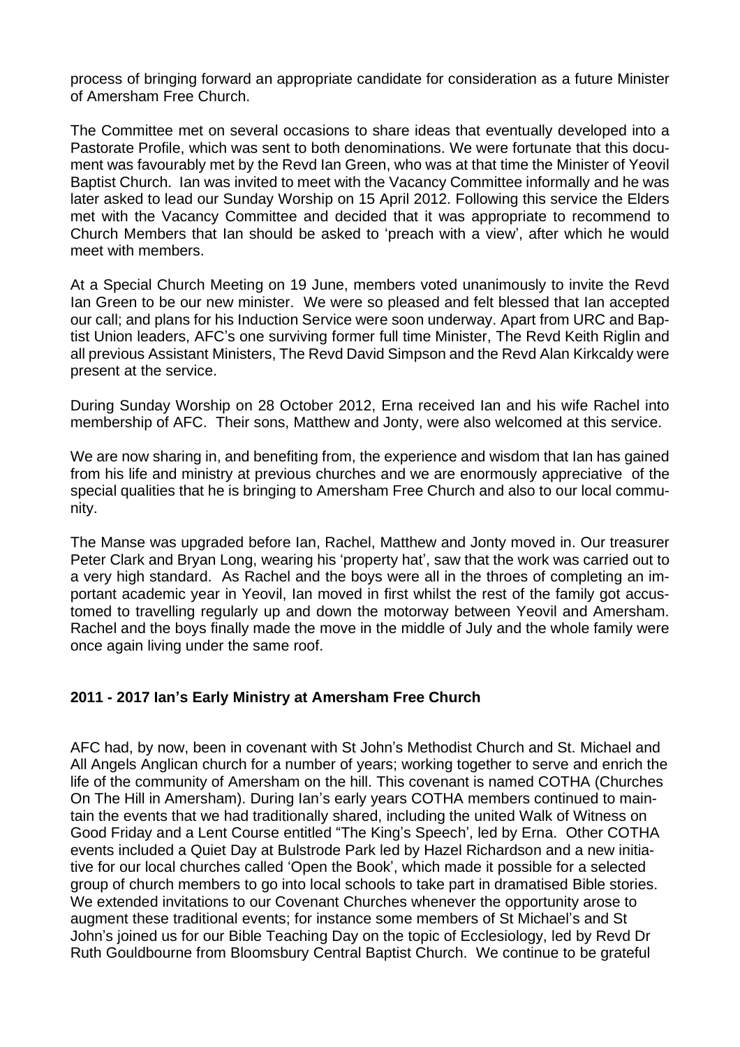process of bringing forward an appropriate candidate for consideration as a future Minister of Amersham Free Church.

The Committee met on several occasions to share ideas that eventually developed into a Pastorate Profile, which was sent to both denominations. We were fortunate that this document was favourably met by the Revd Ian Green, who was at that time the Minister of Yeovil Baptist Church. Ian was invited to meet with the Vacancy Committee informally and he was later asked to lead our Sunday Worship on 15 April 2012. Following this service the Elders met with the Vacancy Committee and decided that it was appropriate to recommend to Church Members that Ian should be asked to 'preach with a view', after which he would meet with members.

At a Special Church Meeting on 19 June, members voted unanimously to invite the Revd Ian Green to be our new minister. We were so pleased and felt blessed that Ian accepted our call; and plans for his Induction Service were soon underway. Apart from URC and Baptist Union leaders, AFC's one surviving former full time Minister, The Revd Keith Riglin and all previous Assistant Ministers, The Revd David Simpson and the Revd Alan Kirkcaldy were present at the service.

During Sunday Worship on 28 October 2012, Erna received Ian and his wife Rachel into membership of AFC. Their sons, Matthew and Jonty, were also welcomed at this service.

We are now sharing in, and benefiting from, the experience and wisdom that Ian has gained from his life and ministry at previous churches and we are enormously appreciative of the special qualities that he is bringing to Amersham Free Church and also to our local community.

The Manse was upgraded before Ian, Rachel, Matthew and Jonty moved in. Our treasurer Peter Clark and Bryan Long, wearing his 'property hat', saw that the work was carried out to a very high standard. As Rachel and the boys were all in the throes of completing an important academic year in Yeovil, Ian moved in first whilst the rest of the family got accustomed to travelling regularly up and down the motorway between Yeovil and Amersham. Rachel and the boys finally made the move in the middle of July and the whole family were once again living under the same roof.

**2011 - 2017 Ian's Early Ministry at Amersham Free Church**

AFC had, by now, been in covenant with St John's Methodist Church and St. Michael and All Angels Anglican church for a number of years; working together to serve and enrich the life of the community of Amersham on the hill. This covenant is named COTHA (Churches On The Hill in Amersham). During Ian's early years COTHA members continued to maintain the events that we had traditionally shared, including the united Walk of Witness on Good Friday and a Lent Course entitled "The King's Speech', led by Erna. Other COTHA events included a Quiet Day at Bulstrode Park led by Hazel Richardson and a new initiative for our local churches called 'Open the Book', which made it possible for a selected group of church members to go into local schools to take part in dramatised Bible stories. We extended invitations to our Covenant Churches whenever the opportunity arose to augment these traditional events; for instance some members of St Michael's and St John's joined us for our Bible Teaching Day on the topic of Ecclesiology, led by Revd Dr Ruth Gouldbourne from Bloomsbury Central Baptist Church. We continue to be grateful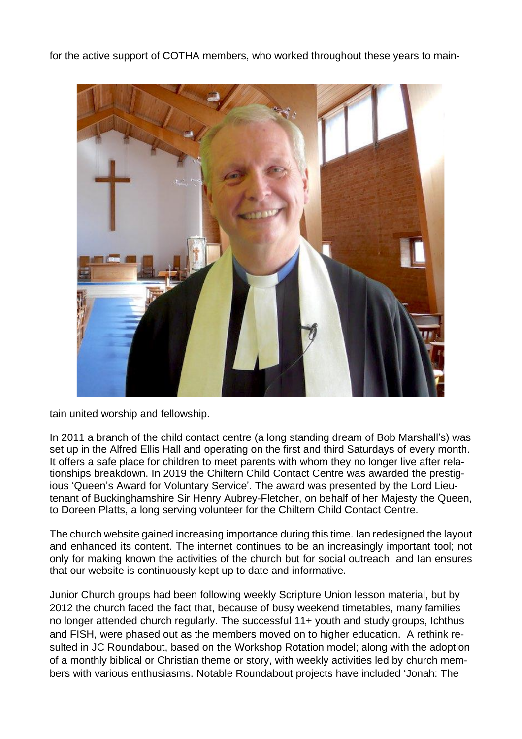for the active support of COTHA members, who worked throughout these years to maintain united worship and fellowship.

In 2011 a branch of the child contact centre (a long standing dream of Bob Marshall's) was set up in the Alfred Ellis Hall and operating on the first and third Saturdays of every month. It offers a safe place for children to meet parents with whom they no longer live after relationships breakdown. In 2019 the Chiltern Child Contact Centre was awarded the prestigious 'Queen's Award for Voluntary Service'. The award was presented by the Lord Lieutenant of Buckinghamshire Sir Henry Aubrey-Fletcher, on behalf of her Majesty the Queen, to Doreen Platts, a long serving volunteer for the Chiltern Child Contact Centre.

The church website gained increasing importance during this time. Ian redesigned the layout and enhanced its content. The internet continues to be an increasingly important tool; not only for making known the activities of the church but for social outreach, and Ian ensures that our website is continuously kept up to date and informative.

Junior Church groups had been following weekly Scripture Union lesson material, but by 2012 the church faced the fact that, because of busy weekend timetables, many families no longer attended church regularly. The successful 11+ youth and study groups, Ichthus and FISH, were phased out as the members moved on to higher education. A rethink resulted in JC Roundabout, based on the Workshop Rotation model; along with the adoption of a monthly biblical or Christian theme or story, with weekly activities led by church members with various enthusiasms. Notable Roundabout projects have included 'Jonah: The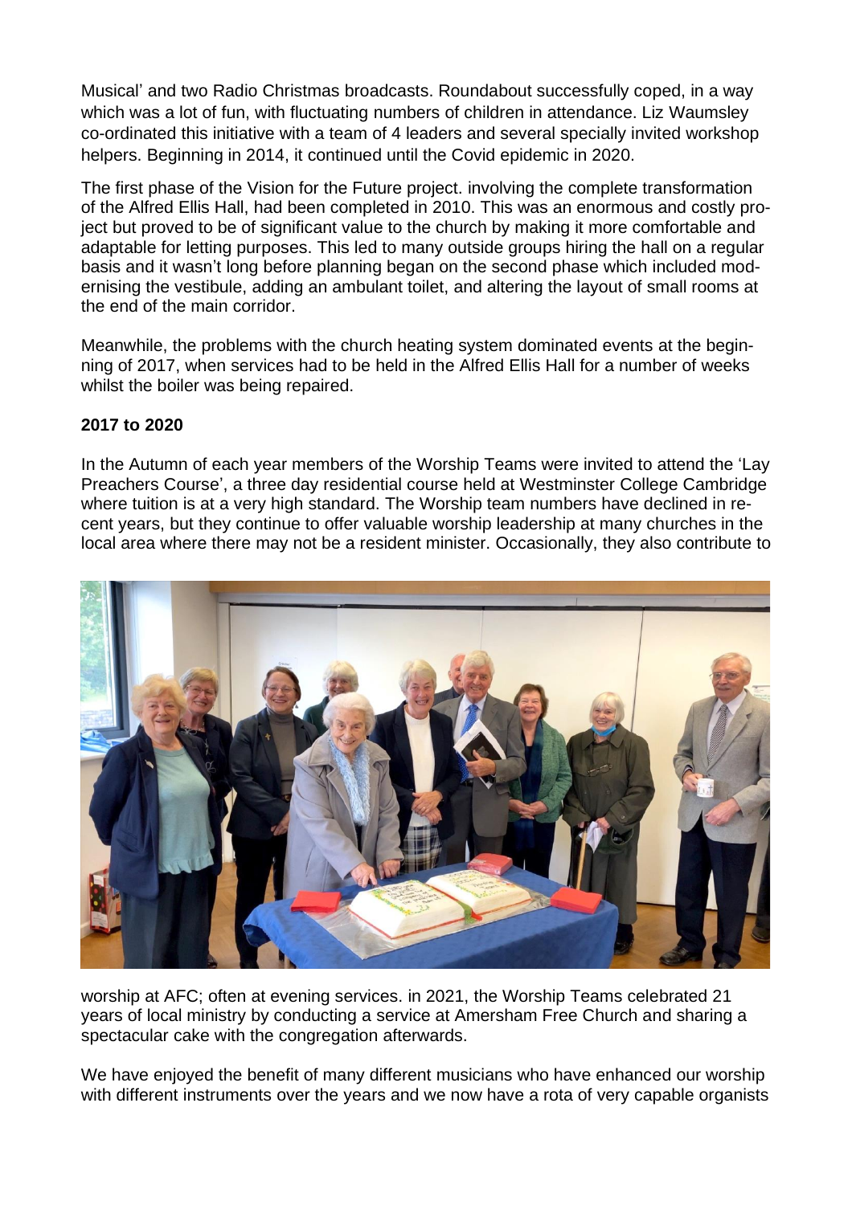Musical' and two Radio Christmas broadcasts. Roundabout successfully coped, in a way which was a lot of fun, with fluctuating numbers of children in attendance. Liz Waumsley co-ordinated this initiative with a team of 4 leaders and several specially invited workshop helpers. Beginning in 2014, it continued until the Covid epidemic in 2020.

The first phase of the Vision for the Future project. involving the complete transformation of the Alfred Ellis Hall, had been completed in 2010. This was an enormous and costly project but proved to be of significant value to the church by making it more comfortable and adaptable for letting purposes. This led to many outside groups hiring the hall on a regular basis and it wasn't long before planning began on the second phase which included modernising the vestibule, adding an ambulant toilet, and altering the layout of small rooms at the end of the main corridor.

Meanwhile, the problems with the church heating system dominated events at the beginning of 2017, when services had to be held in the Alfred Ellis Hall for a number of weeks whilst the boiler was being repaired.

**2017 to 2020**

In the Autumn of each year members of the Worship Teams were invited to attend the 'Lay Preachers Course', a three day residential course held at Westminster College Cambridge where tuition is at a very high standard. The Worship team numbers have declined in recent years, but they continue to offer valuable worship leadership at many churches in the local area where there may not be a resident minister. Occasionally, they also contribute to worship at AFC; often at evening services. in 2021, the Worship Teams celebrated 21 years of local ministry by conducting a service at Amersham Free Church and sharing a spectacular cake with the congregation afterwards.

We have enjoyed the benefit of many different musicians who have enhanced our worship with different instruments over the years and we now have a rota of very capable organists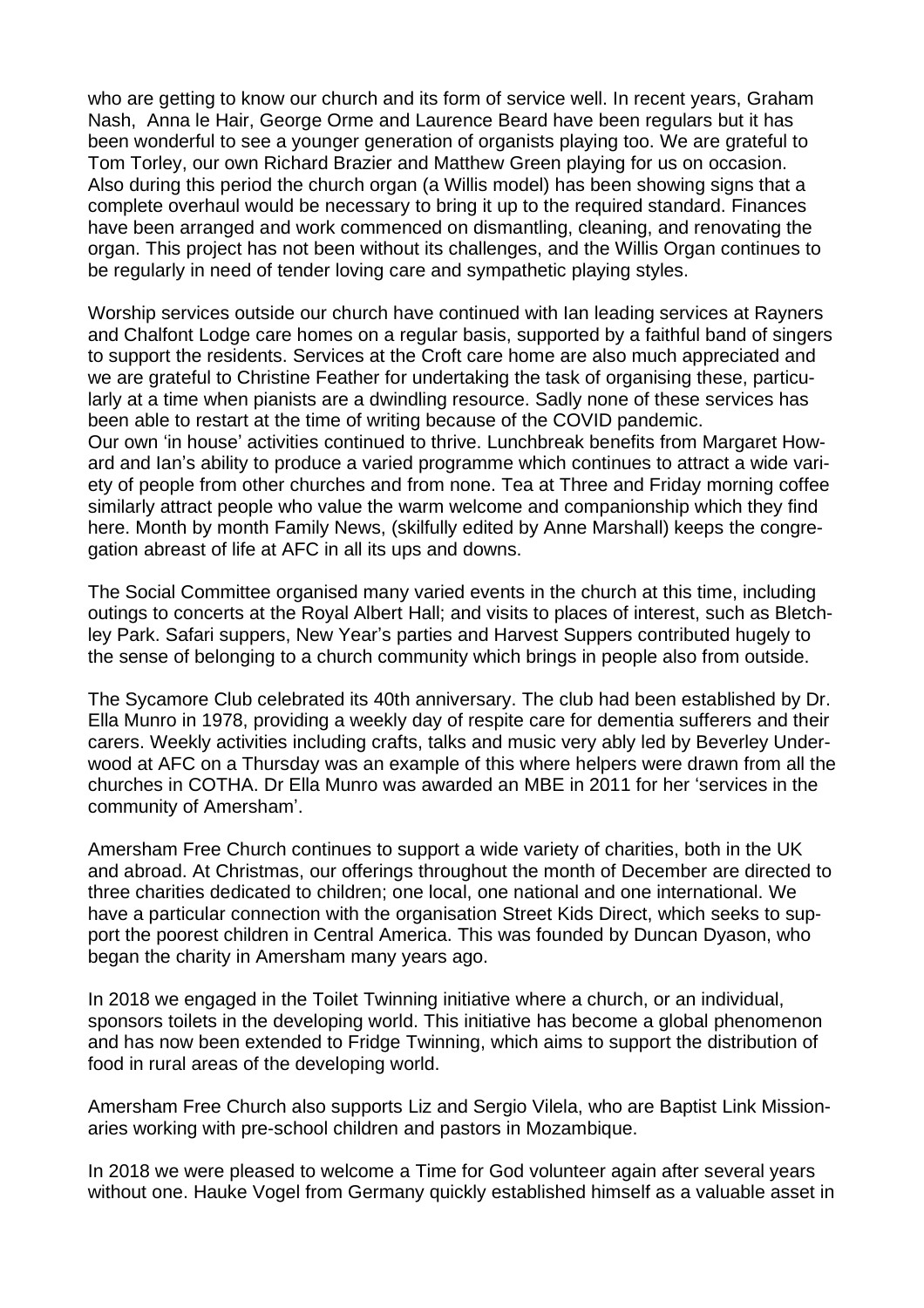who are getting to know our church and its form of service well. In recent years, Graham Nash, Anna le Hair, George Orme and Laurence Beard have been regulars but it has been wonderful to see a younger generation of organists playing too. We are grateful to Tom Torley, our own Richard Brazier and Matthew Green playing for us on occasion. Also during this period the church organ (a Willis model) has been showing signs that a complete overhaul would be necessary to bring it up to the required standard. Finances have been arranged and work commenced on dismantling, cleaning, and renovating the organ. This project has not been without its challenges, and the Willis Organ continues to be regularly in need of tender loving care and sympathetic playing styles.

Worship services outside our church have continued with Ian leading services at Rayners and Chalfont Lodge care homes on a regular basis, supported by a faithful band of singers to support the residents. Services at the Croft care home are also much appreciated and we are grateful to Christine Feather for undertaking the task of organising these, particularly at a time when pianists are a dwindling resource. Sadly none of these services has been able to restart at the time of writing because of the COVID pandemic.
Our own 'in house' activities continued to thrive. Lunchbreak benefits from Margaret Howard and Ian's ability to produce a varied programme which continues to attract a wide variety of people from other churches and from none. Tea at Three and Friday morning coffee similarly attract people who value the warm welcome and companionship which they find here. Month by month Family News, (skilfully edited by Anne Marshall) keeps the congregation abreast of life at AFC in all its ups and downs.

The Social Committee organised many varied events in the church at this time, including outings to concerts at the Royal Albert Hall; and visits to places of interest, such as Bletchley Park. Safari suppers, New Year's parties and Harvest Suppers contributed hugely to the sense of belonging to a church community which brings in people also from outside.

The Sycamore Club celebrated its 40th anniversary. The club had been established by Dr. Ella Munro in 1978, providing a weekly day of respite care for dementia sufferers and their carers. Weekly activities including crafts, talks and music very ably led by Beverley Underwood at AFC on a Thursday was an example of this where helpers were drawn from all the churches in COTHA. Dr Ella Munro was awarded an MBE in 2011 for her 'services in the community of Amersham'.

Amersham Free Church continues to support a wide variety of charities, both in the UK and abroad. At Christmas, our offerings throughout the month of December are directed to three charities dedicated to children; one local, one national and one international. We have a particular connection with the organisation Street Kids Direct, which seeks to support the poorest children in Central America. This was founded by Duncan Dyason, who began the charity in Amersham many years ago.

In 2018 we engaged in the Toilet Twinning initiative where a church, or an individual, sponsors toilets in the developing world. This initiative has become a global phenomenon and has now been extended to Fridge Twinning, which aims to support the distribution of food in rural areas of the developing world.

Amersham Free Church also supports Liz and Sergio Vilela, who are Baptist Link Missionaries working with pre-school children and pastors in Mozambique.

In 2018 we were pleased to welcome a Time for God volunteer again after several years without one. Hauke Vogel from Germany quickly established himself as a valuable asset in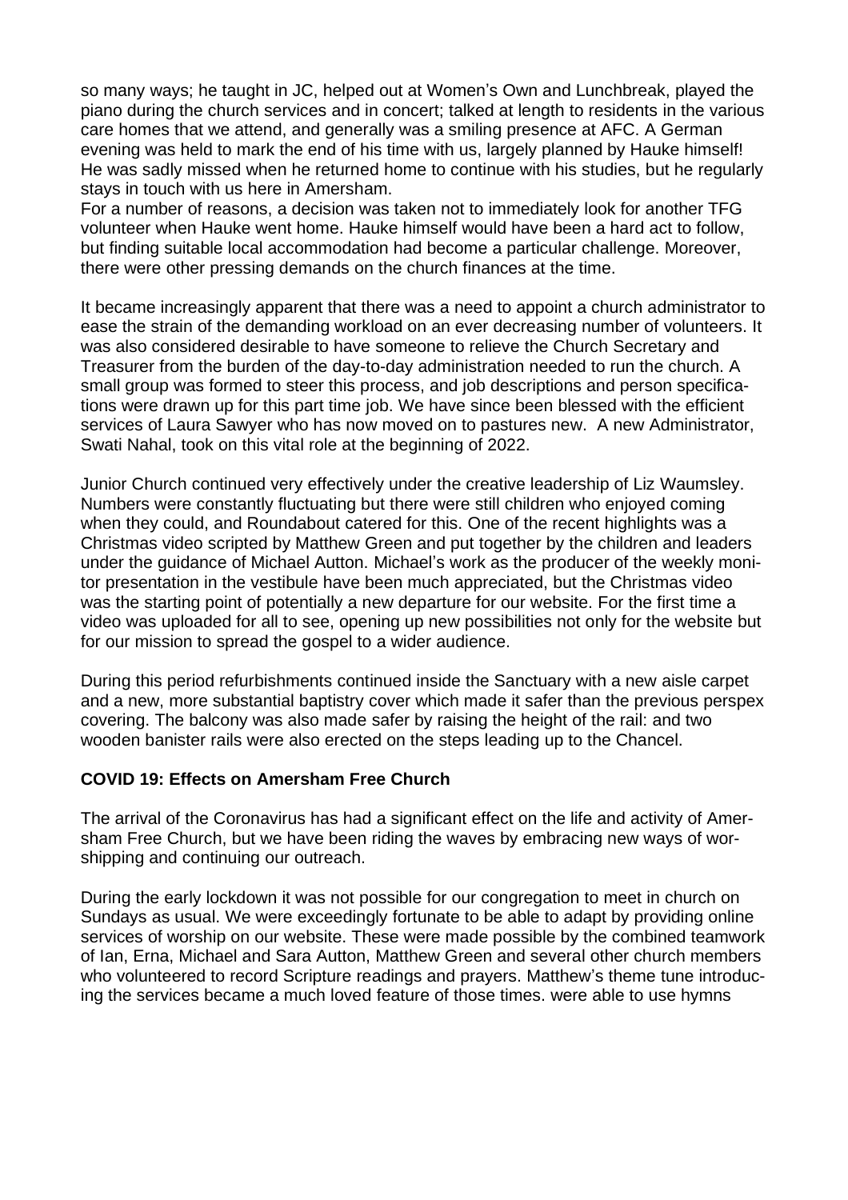so many ways; he taught in JC, helped out at Women's Own and Lunchbreak, played the piano during the church services and in concert; talked at length to residents in the various care homes that we attend, and generally was a smiling presence at AFC. A German evening was held to mark the end of his time with us, largely planned by Hauke himself! He was sadly missed when he returned home to continue with his studies, but he regularly stays in touch with us here in Amersham.
For a number of reasons, a decision was taken not to immediately look for another TFG volunteer when Hauke went home. Hauke himself would have been a hard act to follow, but finding suitable local accommodation had become a particular challenge. Moreover, there were other pressing demands on the church finances at the time.

It became increasingly apparent that there was a need to appoint a church administrator to ease the strain of the demanding workload on an ever decreasing number of volunteers. It was also considered desirable to have someone to relieve the Church Secretary and Treasurer from the burden of the day-to-day administration needed to run the church. A small group was formed to steer this process, and job descriptions and person specifications were drawn up for this part time job. We have since been blessed with the efficient services of Laura Sawyer who has now moved on to pastures new. A new Administrator, Swati Nahal, took on this vital role at the beginning of 2022.

Junior Church continued very effectively under the creative leadership of Liz Waumsley. Numbers were constantly fluctuating but there were still children who enjoyed coming when they could, and Roundabout catered for this. One of the recent highlights was a Christmas video scripted by Matthew Green and put together by the children and leaders under the guidance of Michael Autton. Michael's work as the producer of the weekly monitor presentation in the vestibule have been much appreciated, but the Christmas video was the starting point of potentially a new departure for our website. For the first time a video was uploaded for all to see, opening up new possibilities not only for the website but for our mission to spread the gospel to a wider audience.

During this period refurbishments continued inside the Sanctuary with a new aisle carpet and a new, more substantial baptistry cover which made it safer than the previous perspex covering. The balcony was also made safer by raising the height of the rail: and two wooden banister rails were also erected on the steps leading up to the Chancel.

**COVID 19: Effects on Amersham Free Church**

The arrival of the Coronavirus has had a significant effect on the life and activity of Amersham Free Church, but we have been riding the waves by embracing new ways of worshipping and continuing our outreach.

During the early lockdown it was not possible for our congregation to meet in church on Sundays as usual. We were exceedingly fortunate to be able to adapt by providing online services of worship on our website. These were made possible by the combined teamwork of Ian, Erna, Michael and Sara Autton, Matthew Green and several other church members who volunteered to record Scripture readings and prayers. Matthew's theme tune introducing the services became a much loved feature of those times. were able to use hymns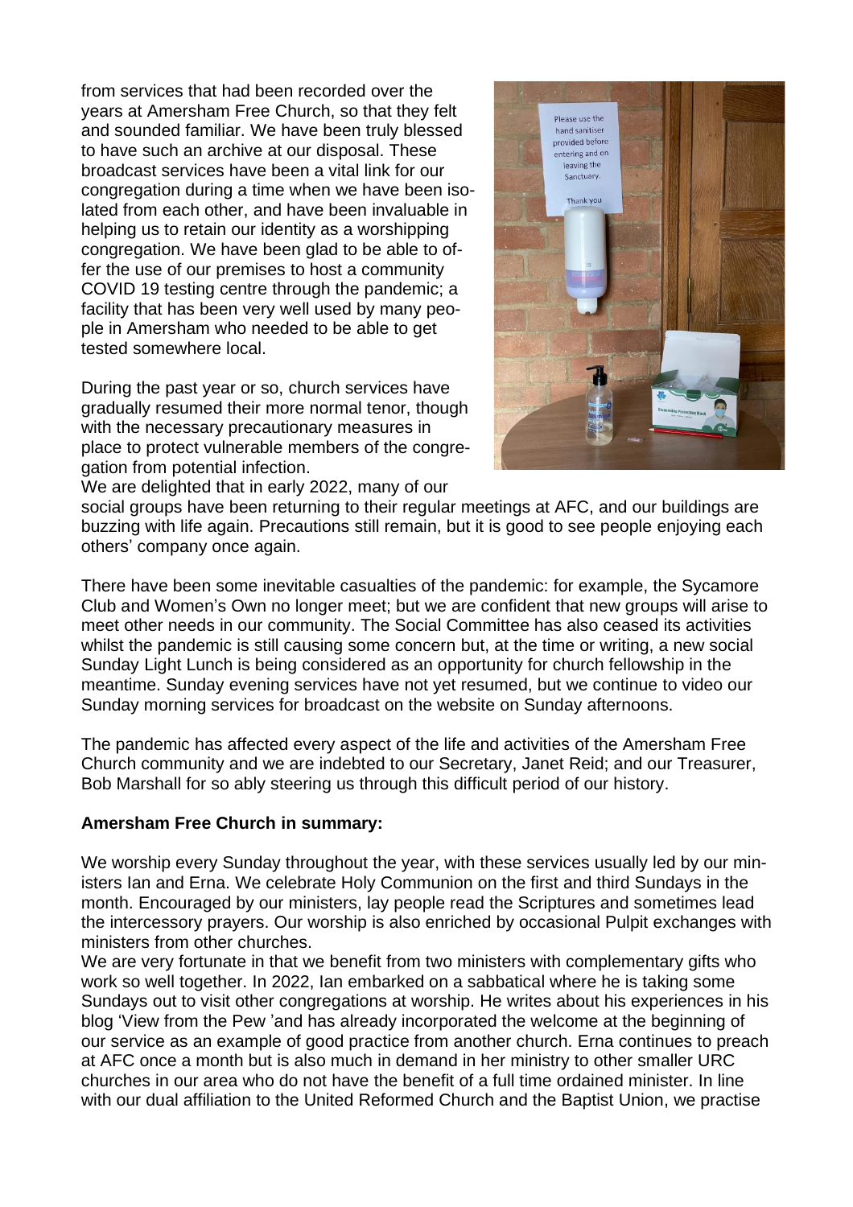from services that had been recorded over the years at Amersham Free Church, so that they felt and sounded familiar. We have been truly blessed to have such an archive at our disposal. These broadcast services have been a vital link for our congregation during a time when we have been isolated from each other, and have been invaluable in helping us to retain our identity as a worshipping congregation. We have been glad to be able to offer the use of our premises to host a community COVID 19 testing centre through the pandemic; a facility that has been very well used by many people in Amersham who needed to be able to get tested somewhere local.

During the past year or so, church services have gradually resumed their more normal tenor, though with the necessary precautionary measures in place to protect vulnerable members of the congregation from potential infection.
We are delighted that in early 2022, many of our social groups have been returning to their regular meetings at AFC, and our buildings are buzzing with life again. Precautions still remain, but it is good to see people enjoying each others' company once again.

There have been some inevitable casualties of the pandemic: for example, the Sycamore Club and Women's Own no longer meet; but we are confident that new groups will arise to meet other needs in our community. The Social Committee has also ceased its activities whilst the pandemic is still causing some concern but, at the time or writing, a new social Sunday Light Lunch is being considered as an opportunity for church fellowship in the meantime. Sunday evening services have not yet resumed, but we continue to video our Sunday morning services for broadcast on the website on Sunday afternoons.

The pandemic has affected every aspect of the life and activities of the Amersham Free Church community and we are indebted to our Secretary, Janet Reid; and our Treasurer, Bob Marshall for so ably steering us through this difficult period of our history.

**Amersham Free Church in summary:**

We worship every Sunday throughout the year, with these services usually led by our ministers Ian and Erna. We celebrate Holy Communion on the first and third Sundays in the month. Encouraged by our ministers, lay people read the Scriptures and sometimes lead the intercessory prayers. Our worship is also enriched by occasional Pulpit exchanges with ministers from other churches.
We are very fortunate in that we benefit from two ministers with complementary gifts who work so well together. In 2022, Ian embarked on a sabbatical where he is taking some Sundays out to visit other congregations at worship. He writes about his experiences in his blog 'View from the Pew 'and has already incorporated the welcome at the beginning of our service as an example of good practice from another church. Erna continues to preach at AFC once a month but is also much in demand in her ministry to other smaller URC churches in our area who do not have the benefit of a full time ordained minister. In line with our dual affiliation to the United Reformed Church and the Baptist Union, we practise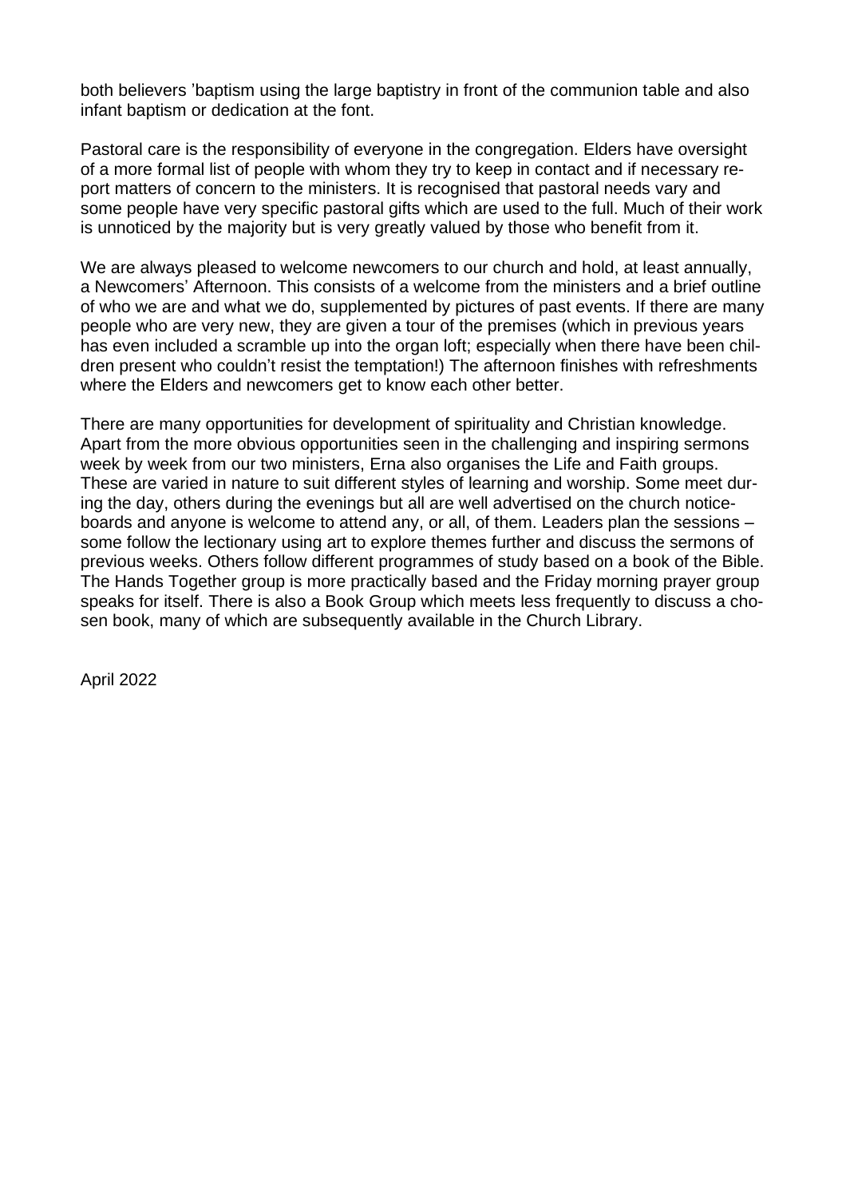both believers 'baptism using the large baptistry in front of the communion table and also infant baptism or dedication at the font.

Pastoral care is the responsibility of everyone in the congregation. Elders have oversight of a more formal list of people with whom they try to keep in contact and if necessary report matters of concern to the ministers. It is recognised that pastoral needs vary and some people have very specific pastoral gifts which are used to the full. Much of their work is unnoticed by the majority but is very greatly valued by those who benefit from it.

We are always pleased to welcome newcomers to our church and hold, at least annually, a Newcomers' Afternoon. This consists of a welcome from the ministers and a brief outline of who we are and what we do, supplemented by pictures of past events. If there are many people who are very new, they are given a tour of the premises (which in previous years has even included a scramble up into the organ loft; especially when there have been children present who couldn't resist the temptation!) The afternoon finishes with refreshments where the Elders and newcomers get to know each other better.

There are many opportunities for development of spirituality and Christian knowledge. Apart from the more obvious opportunities seen in the challenging and inspiring sermons week by week from our two ministers, Erna also organises the Life and Faith groups. These are varied in nature to suit different styles of learning and worship. Some meet during the day, others during the evenings but all are well advertised on the church noticeboards and anyone is welcome to attend any, or all, of them. Leaders plan the sessions – some follow the lectionary using art to explore themes further and discuss the sermons of previous weeks. Others follow different programmes of study based on a book of the Bible. The Hands Together group is more practically based and the Friday morning prayer group speaks for itself. There is also a Book Group which meets less frequently to discuss a chosen book, many of which are subsequently available in the Church Library.

April 2022